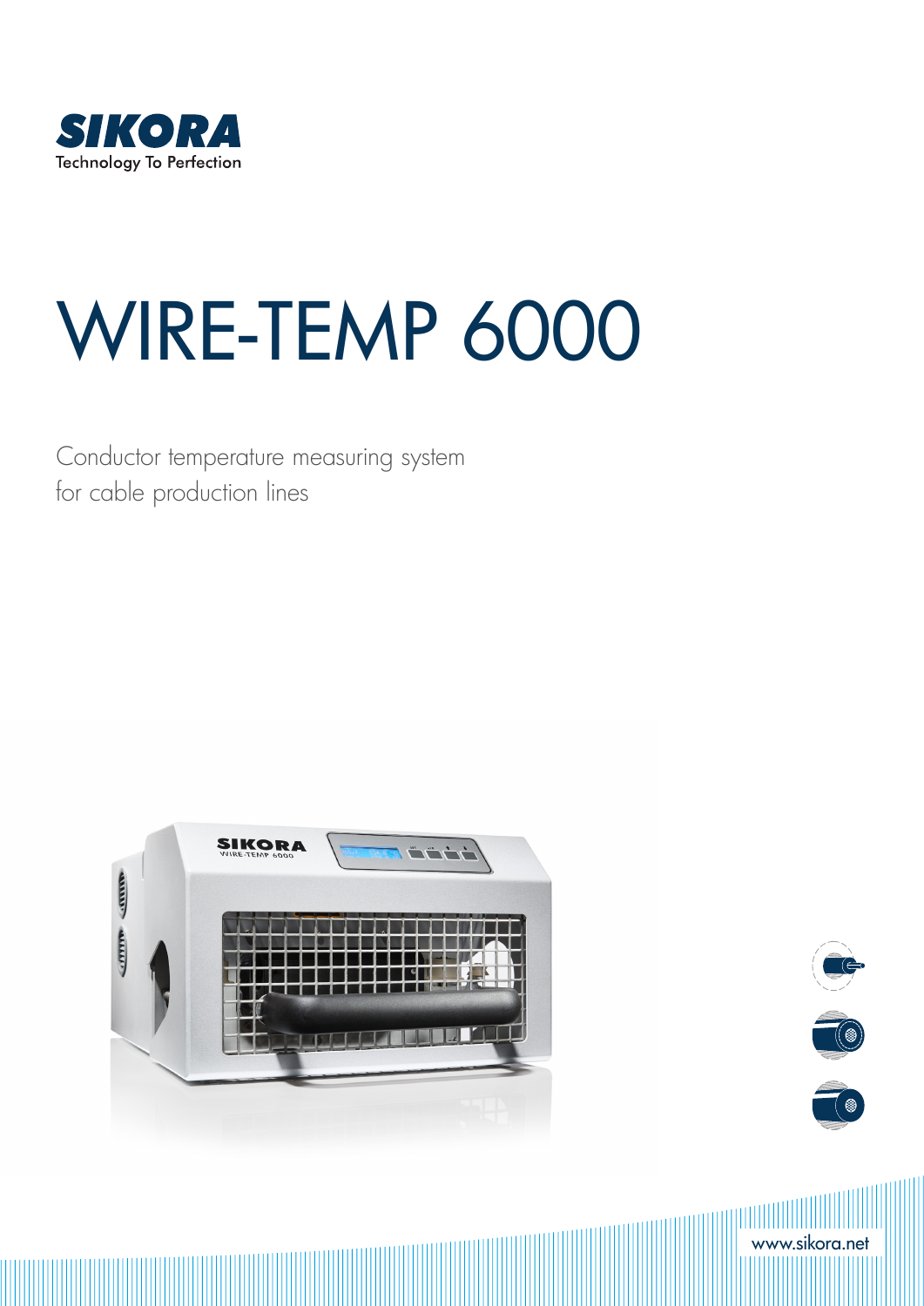SIKORA

Technology To Perfection

# WIRE-TEMP 6000

Conductor temperature measuring system
for cable production lines

www.sikora.net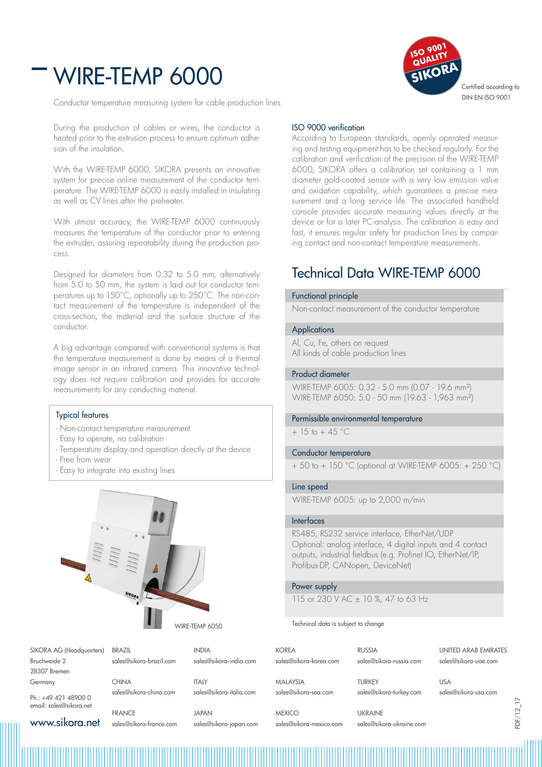# WIRE-TEMP 6000

Conductor temperature measuring system for cable production lines

ISO 9001 QUALITY SIKORA

Certified according to DIN EN ISO 9001

During the production of cables or wires, the conductor is heated prior to the extrusion process to ensure optimum adhesion of the insulation.

With the WIRE-TEMP 6000, SIKORA presents an innovative system for precise online measurement of the conductor temperature. The WIRE-TEMP 6000 is easily installed in insulating as well as CV lines after the preheater.

With utmost accuracy, the WIRE-TEMP 6000 continuously measures the temperature of the conductor prior to entering the extruder, assuring repeatability during the production process.

Designed for diameters from 0.32 to 5.0 mm, alternatively from 5.0 to 50 mm, the system is laid out for conductor temperatures up to 150°C, optionally up to 250°C. The non-contact measurement of the temperature is independent of the cross-section, the material and the surface structure of the conductor.

A big advantage compared with conventional systems is that the temperature measurement is done by means of a thermal image sensor in an infrared camera. This innovative technology does not require calibration and provides for accurate measurements for any conducting material.

### Typical features

- Non-contact temperature measurement
- Easy to operate, no calibration
- Temperature display and operation directly at the device
- Free from wear
- Easy to integrate into existing lines

WIRE-TEMP 6050

### ISO 9000 verification

According to European standards, openly operated measuring and testing equipment has to be checked regularly. For the calibration and verification of the precision of the WIRE-TEMP 6000, SIKORA offers a calibration set containing a 1 mm diameter gold-coated sensor with a very low emission value and oxidation capability, which guarantees a precise measurement and a long service life. The associated handheld console provides accurate measuring values directly at the device or for a later PC-analysis. The calibration is easy and fast, it ensures regular safety for production lines by comparing contact and non-contact temperature measurements.

## Technical Data WIRE-TEMP 6000

**Functional principle**

Non-contact measurement of the conductor temperature

**Applications**

Al, Cu, Fe, others on request
All kinds of cable production lines

**Product diameter**

WIRE-TEMP 6005: 0.32 - 5.0 mm (0.07 - 19.6 mm²)
WIRE-TEMP 6050: 5.0 - 50 mm (19.63 - 1,963 mm²)

**Permissible environmental temperature**

+ 15 to + 45 °C

**Conductor temperature**

+ 50 to + 150 °C (optional at WIRE-TEMP 6005: + 250 °C)

**Line speed**

WIRE-TEMP 6005: up to 2,000 m/min

**Interfaces**

RS485, RS232 service interface, EtherNet/UDP
Optional: analog interface, 4 digital inputs and 4 contact outputs, industrial fieldbus (e.g. Profinet IO, EtherNet/IP, Profibus-DP, CANopen, DeviceNet)

**Power supply**

115 or 230 V AC ± 10 %, 47 to 63 Hz

Technical data is subject to change

SIKORA AG (Headquarters)
Bruchweide 2
28307 Bremen
Germany

Ph.: +49 421 48900 0
email: sales@sikora.net

www.sikora.net

BRAZIL sales@sikora-brazil.com
CHINA sales@sikora-china.com
FRANCE sales@sikora-france.com
INDIA sales@sikora-india.com
ITALY sales@sikora-italia.com
JAPAN sales@sikora-japan.com
KOREA sales@sikora-korea.com
MALAYSIA sales@sikora-sea.com
MEXICO sales@sikora-mexico.com
RUSSIA sales@sikora-russia.com
TURKEY sales@sikora-turkey.com
UKRAINE sales@sikora-ukraine.com
UNITED ARAB EMIRATES sales@sikora-uae.com
USA sales@sikora-usa.com

PDF/12_17